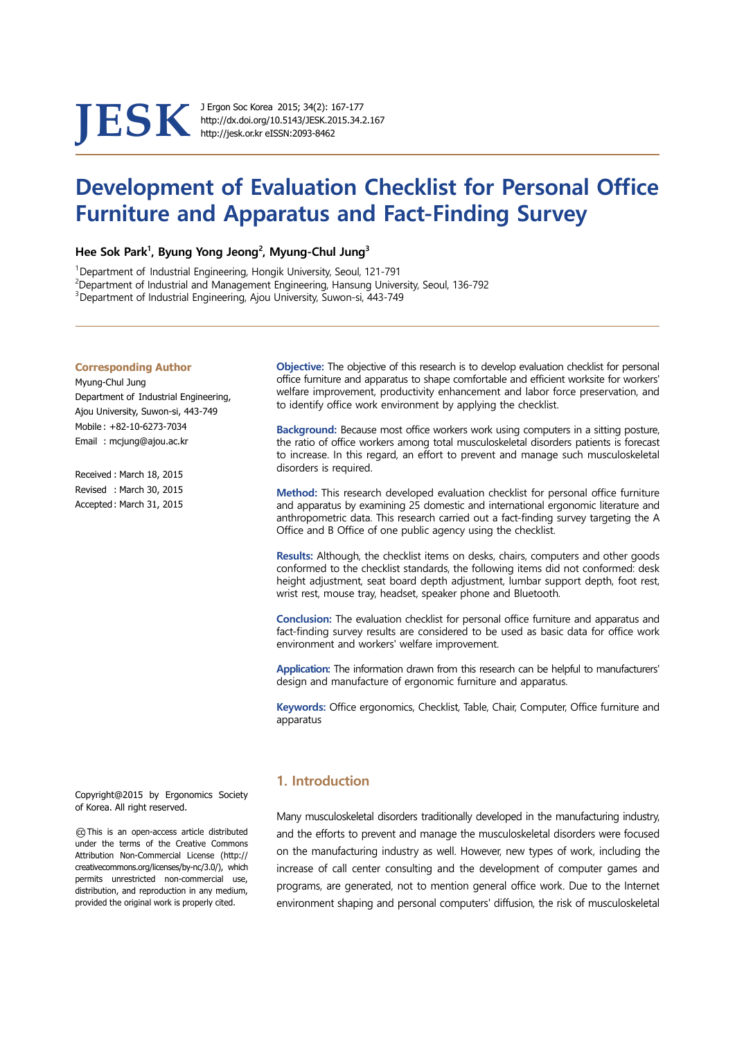# Development of Evaluation Checklist for Personal Office Furniture and Apparatus and Fact-Finding Survey

**Hee Sok Park[1], Byung Yong Jeong[2], Myung-Chul Jung[3]**

[1]Department of Industrial Engineering, Hongik University, Seoul, 121-791
[2]Department of Industrial and Management Engineering, Hansung University, Seoul, 136-792
[3]Department of Industrial Engineering, Ajou University, Suwon-si, 443-749

**Corresponding Author**
Myung-Chul Jung
Department of Industrial Engineering, Ajou University, Suwon-si, 443-749
Mobile : +82-10-6273-7034
Email : mcjung@ajou.ac.kr

Received : March 18, 2015
Revised : March 30, 2015
Accepted : March 31, 2015

**Objective:** The objective of this research is to develop evaluation checklist for personal office furniture and apparatus to shape comfortable and efficient worksite for workers' welfare improvement, productivity enhancement and labor force preservation, and to identify office work environment by applying the checklist.

**Background:** Because most office workers work using computers in a sitting posture, the ratio of office workers among total musculoskeletal disorders patients is forecast to increase. In this regard, an effort to prevent and manage such musculoskeletal disorders is required.

**Method:** This research developed evaluation checklist for personal office furniture and apparatus by examining 25 domestic and international ergonomic literature and anthropometric data. This research carried out a fact-finding survey targeting the A Office and B Office of one public agency using the checklist.

**Results:** Although, the checklist items on desks, chairs, computers and other goods conformed to the checklist standards, the following items did not conformed: desk height adjustment, seat board depth adjustment, lumbar support depth, foot rest, wrist rest, mouse tray, headset, speaker phone and Bluetooth.

**Conclusion:** The evaluation checklist for personal office furniture and apparatus and fact-finding survey results are considered to be used as basic data for office work environment and workers' welfare improvement.

**Application:** The information drawn from this research can be helpful to manufacturers' design and manufacture of ergonomic furniture and apparatus.

**Keywords:** Office ergonomics, Checklist, Table, Chair, Computer, Office furniture and apparatus

Copyright@2015 by Ergonomics Society of Korea. All right reserved.

This is an open-access article distributed under the terms of the Creative Commons Attribution Non-Commercial License (http://creativecommons.org/licenses/by-nc/3.0/), which permits unrestricted non-commercial use, distribution, and reproduction in any medium, provided the original work is properly cited.

## 1. Introduction

Many musculoskeletal disorders traditionally developed in the manufacturing industry, and the efforts to prevent and manage the musculoskeletal disorders were focused on the manufacturing industry as well. However, new types of work, including the increase of call center consulting and the development of computer games and programs, are generated, not to mention general office work. Due to the Internet environment shaping and personal computers' diffusion, the risk of musculoskeletal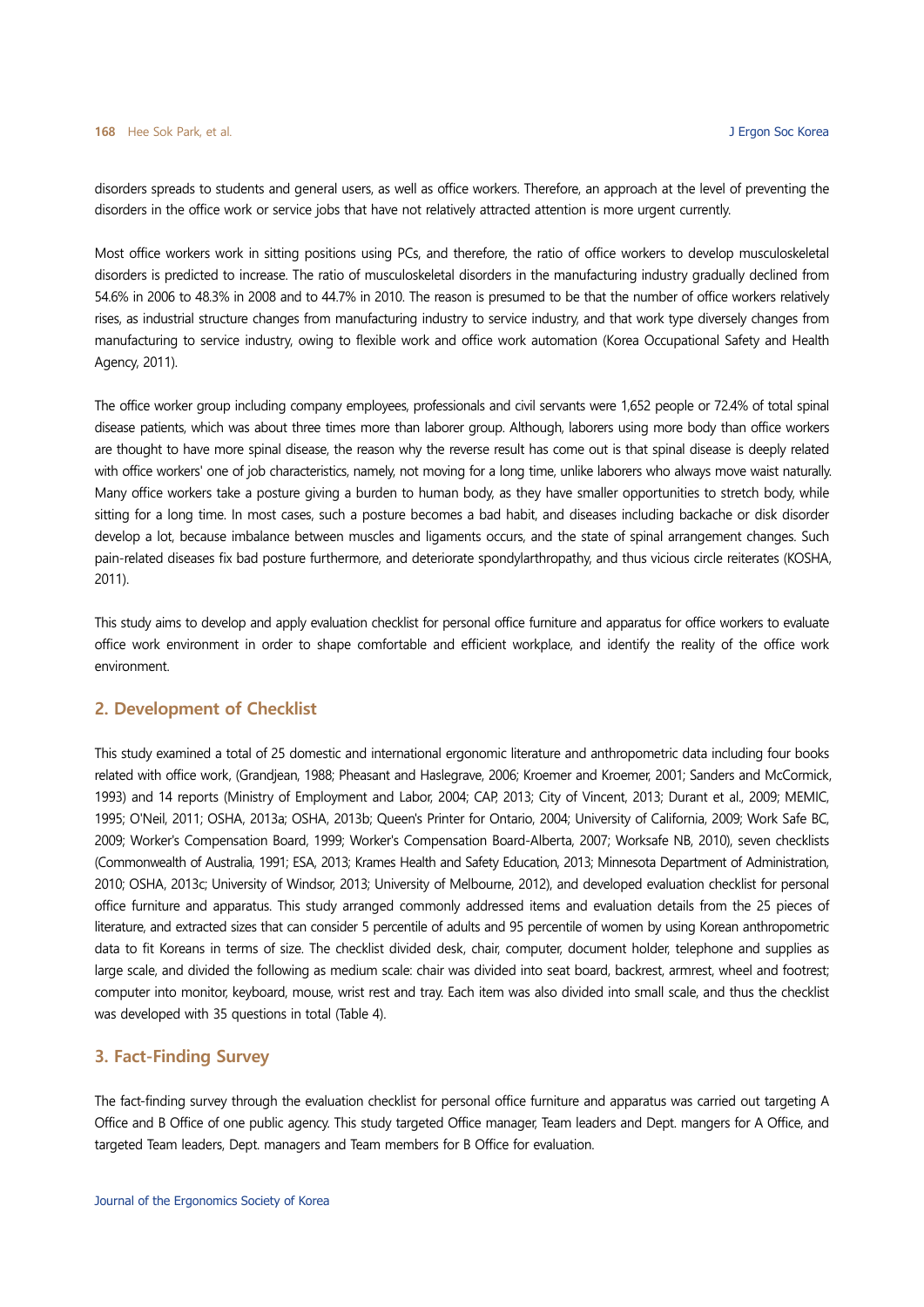disorders spreads to students and general users, as well as office workers. Therefore, an approach at the level of preventing the disorders in the office work or service jobs that have not relatively attracted attention is more urgent currently.

Most office workers work in sitting positions using PCs, and therefore, the ratio of office workers to develop musculoskeletal disorders is predicted to increase. The ratio of musculoskeletal disorders in the manufacturing industry gradually declined from 54.6% in 2006 to 48.3% in 2008 and to 44.7% in 2010. The reason is presumed to be that the number of office workers relatively rises, as industrial structure changes from manufacturing industry to service industry, and that work type diversely changes from manufacturing to service industry, owing to flexible work and office work automation (Korea Occupational Safety and Health Agency, 2011).

The office worker group including company employees, professionals and civil servants were 1,652 people or 72.4% of total spinal disease patients, which was about three times more than laborer group. Although, laborers using more body than office workers are thought to have more spinal disease, the reason why the reverse result has come out is that spinal disease is deeply related with office workers' one of job characteristics, namely, not moving for a long time, unlike laborers who always move waist naturally. Many office workers take a posture giving a burden to human body, as they have smaller opportunities to stretch body, while sitting for a long time. In most cases, such a posture becomes a bad habit, and diseases including backache or disk disorder develop a lot, because imbalance between muscles and ligaments occurs, and the state of spinal arrangement changes. Such pain-related diseases fix bad posture furthermore, and deteriorate spondylarthropathy, and thus vicious circle reiterates (KOSHA, 2011).

This study aims to develop and apply evaluation checklist for personal office furniture and apparatus for office workers to evaluate office work environment in order to shape comfortable and efficient workplace, and identify the reality of the office work environment.

## 2. Development of Checklist

This study examined a total of 25 domestic and international ergonomic literature and anthropometric data including four books related with office work, (Grandjean, 1988; Pheasant and Haslegrave, 2006; Kroemer and Kroemer, 2001; Sanders and McCormick, 1993) and 14 reports (Ministry of Employment and Labor, 2004; CAP, 2013; City of Vincent, 2013; Durant et al., 2009; MEMIC, 1995; O'Neil, 2011; OSHA, 2013a; OSHA, 2013b; Queen's Printer for Ontario, 2004; University of California, 2009; Work Safe BC, 2009; Worker's Compensation Board, 1999; Worker's Compensation Board-Alberta, 2007; Worksafe NB, 2010), seven checklists (Commonwealth of Australia, 1991; ESA, 2013; Krames Health and Safety Education, 2013; Minnesota Department of Administration, 2010; OSHA, 2013c; University of Windsor, 2013; University of Melbourne, 2012), and developed evaluation checklist for personal office furniture and apparatus. This study arranged commonly addressed items and evaluation details from the 25 pieces of literature, and extracted sizes that can consider 5 percentile of adults and 95 percentile of women by using Korean anthropometric data to fit Koreans in terms of size. The checklist divided desk, chair, computer, document holder, telephone and supplies as large scale, and divided the following as medium scale: chair was divided into seat board, backrest, armrest, wheel and footrest; computer into monitor, keyboard, mouse, wrist rest and tray. Each item was also divided into small scale, and thus the checklist was developed with 35 questions in total (Table 4).

## 3. Fact-Finding Survey

The fact-finding survey through the evaluation checklist for personal office furniture and apparatus was carried out targeting A Office and B Office of one public agency. This study targeted Office manager, Team leaders and Dept. mangers for A Office, and targeted Team leaders, Dept. managers and Team members for B Office for evaluation.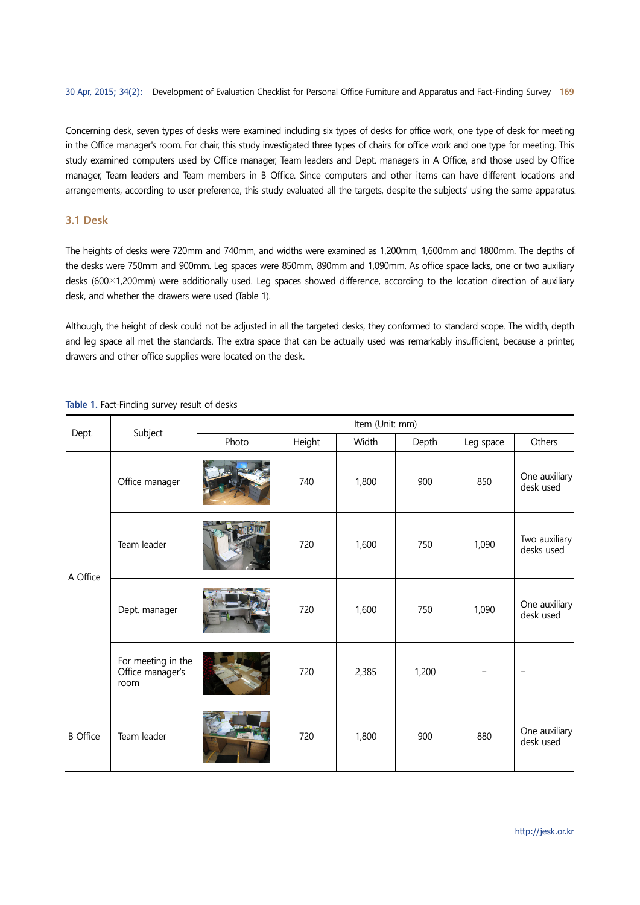Concerning desk, seven types of desks were examined including six types of desks for office work, one type of desk for meeting in the Office manager's room. For chair, this study investigated three types of chairs for office work and one type for meeting. This study examined computers used by Office manager, Team leaders and Dept. managers in A Office, and those used by Office manager, Team leaders and Team members in B Office. Since computers and other items can have different locations and arrangements, according to user preference, this study evaluated all the targets, despite the subjects' using the same apparatus.

### 3.1 Desk

The heights of desks were 720mm and 740mm, and widths were examined as 1,200mm, 1,600mm and 1800mm. The depths of the desks were 750mm and 900mm. Leg spaces were 850mm, 890mm and 1,090mm. As office space lacks, one or two auxiliary desks (600×1,200mm) were additionally used. Leg spaces showed difference, according to the location direction of auxiliary desk, and whether the drawers were used (Table 1).

Although, the height of desk could not be adjusted in all the targeted desks, they conformed to standard scope. The width, depth and leg space all met the standards. The extra space that can be actually used was remarkably insufficient, because a printer, drawers and other office supplies were located on the desk.

**Table 1.** Fact-Finding survey result of desks

| Dept. | Subject | Item (Unit: mm) | | | | | |
|---|---|---|---|---|---|---|---|
| | | Photo | Height | Width | Depth | Leg space | Others |
| A Office | Office manager | | 740 | 1,800 | 900 | 850 | One auxiliary desk used |
| | Team leader | | 720 | 1,600 | 750 | 1,090 | Two auxiliary desks used |
| | Dept. manager | | 720 | 1,600 | 750 | 1,090 | One auxiliary desk used |
| | For meeting in the Office manager's room | | 720 | 2,385 | 1,200 | - | - |
| B Office | Team leader | | 720 | 1,800 | 900 | 880 | One auxiliary desk used |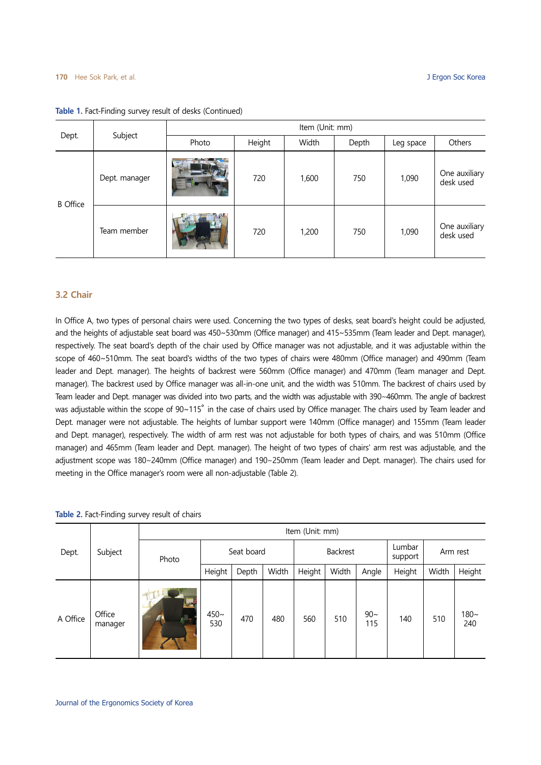Table 1. Fact-Finding survey result of desks (Continued)

| Dept. | Subject | Item (Unit: mm) | | | | | |
|---|---|---|---|---|---|---|---|
| | | Photo | Height | Width | Depth | Leg space | Others |
| B Office | Dept. manager | | 720 | 1,600 | 750 | 1,090 | One auxiliary desk used |
| | Team member | | 720 | 1,200 | 750 | 1,090 | One auxiliary desk used |

### 3.2 Chair

In Office A, two types of personal chairs were used. Concerning the two types of desks, seat board's height could be adjusted, and the heights of adjustable seat board was 450~530mm (Office manager) and 415~535mm (Team leader and Dept. manager), respectively. The seat board's depth of the chair used by Office manager was not adjustable, and it was adjustable within the scope of 460~510mm. The seat board's widths of the two types of chairs were 480mm (Office manager) and 490mm (Team leader and Dept. manager). The heights of backrest were 560mm (Office manager) and 470mm (Team manager and Dept. manager). The backrest used by Office manager was all-in-one unit, and the width was 510mm. The backrest of chairs used by Team leader and Dept. manager was divided into two parts, and the width was adjustable with 390~460mm. The angle of backrest was adjustable within the scope of 90~115˚ in the case of chairs used by Office manager. The chairs used by Team leader and Dept. manager were not adjustable. The heights of lumbar support were 140mm (Office manager) and 155mm (Team leader and Dept. manager), respectively. The width of arm rest was not adjustable for both types of chairs, and was 510mm (Office manager) and 465mm (Team leader and Dept. manager). The height of two types of chairs' arm rest was adjustable, and the adjustment scope was 180~240mm (Office manager) and 190~250mm (Team leader and Dept. manager). The chairs used for meeting in the Office manager's room were all non-adjustable (Table 2).

Table 2. Fact-Finding survey result of chairs

| Dept. | Subject | Item (Unit: mm) | | | | | | | | | |
|---|---|---|---|---|---|---|---|---|---|---|---|
| | | Photo | Seat board | | | Backrest | | | Lumbar support | Arm rest | |
| | | | Height | Depth | Width | Height | Width | Angle | Height | Width | Height |
| A Office | Office manager | | 450~530 | 470 | 480 | 560 | 510 | 90~115 | 140 | 510 | 180~240 |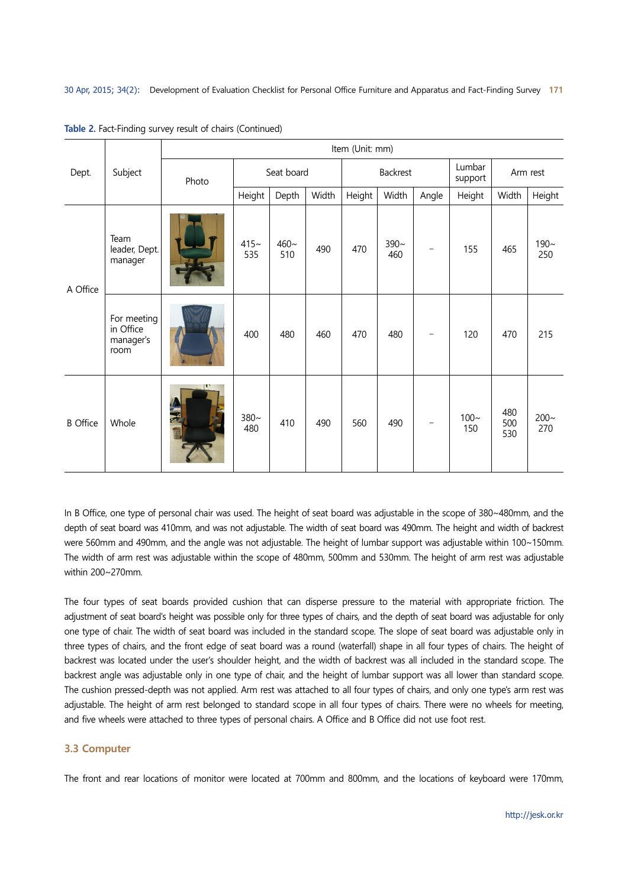**Table 2.** Fact-Finding survey result of chairs (Continued)

| Dept. | Subject | Item (Unit: mm) | | | | | | | | | |
|---|---|---|---|---|---|---|---|---|---|---|---|
| | | Photo | Seat board | | | Backrest | | | Lumbar support | Arm rest | |
| | | | Height | Depth | Width | Height | Width | Angle | Height | Width | Height |
| A Office | Team leader, Dept. manager | | 415~ 535 | 460~ 510 | 490 | 470 | 390~ 460 | - | 155 | 465 | 190~ 250 |
| | For meeting in Office manager's room | | 400 | 480 | 460 | 470 | 480 | - | 120 | 470 | 215 |
| B Office | Whole | | 380~ 480 | 410 | 490 | 560 | 490 | - | 100~ 150 | 480 500 530 | 200~ 270 |

In B Office, one type of personal chair was used. The height of seat board was adjustable in the scope of 380~480mm, and the depth of seat board was 410mm, and was not adjustable. The width of seat board was 490mm. The height and width of backrest were 560mm and 490mm, and the angle was not adjustable. The height of lumbar support was adjustable within 100~150mm. The width of arm rest was adjustable within the scope of 480mm, 500mm and 530mm. The height of arm rest was adjustable within 200~270mm.

The four types of seat boards provided cushion that can disperse pressure to the material with appropriate friction. The adjustment of seat board's height was possible only for three types of chairs, and the depth of seat board was adjustable for only one type of chair. The width of seat board was included in the standard scope. The slope of seat board was adjustable only in three types of chairs, and the front edge of seat board was a round (waterfall) shape in all four types of chairs. The height of backrest was located under the user's shoulder height, and the width of backrest was all included in the standard scope. The backrest angle was adjustable only in one type of chair, and the height of lumbar support was all lower than standard scope. The cushion pressed-depth was not applied. Arm rest was attached to all four types of chairs, and only one type's arm rest was adjustable. The height of arm rest belonged to standard scope in all four types of chairs. There were no wheels for meeting, and five wheels were attached to three types of personal chairs. A Office and B Office did not use foot rest.

### 3.3 Computer

The front and rear locations of monitor were located at 700mm and 800mm, and the locations of keyboard were 170mm,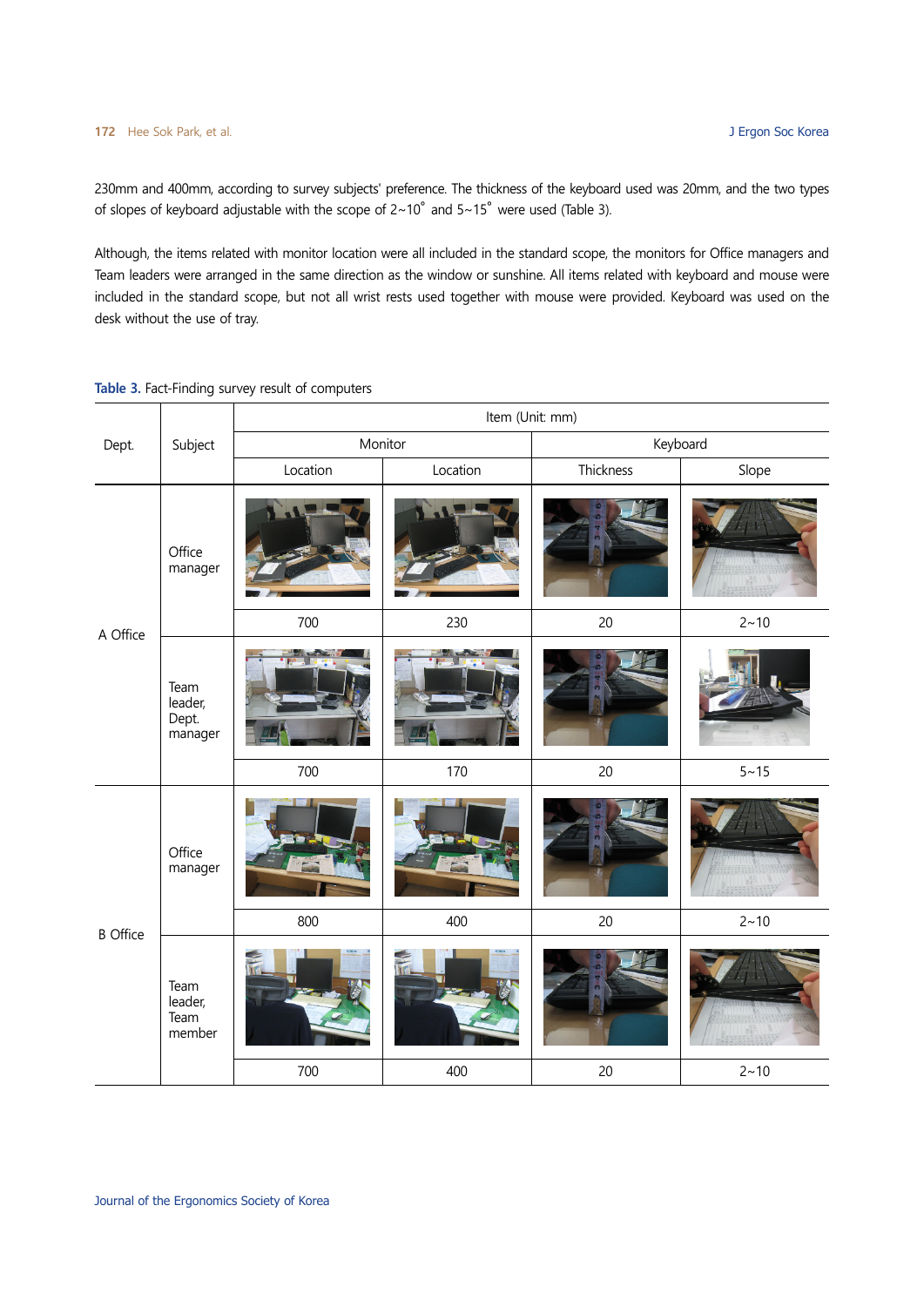230mm and 400mm, according to survey subjects' preference. The thickness of the keyboard used was 20mm, and the two types of slopes of keyboard adjustable with the scope of 2~10˚ and 5~15˚ were used (Table 3).

Although, the items related with monitor location were all included in the standard scope, the monitors for Office managers and Team leaders were arranged in the same direction as the window or sunshine. All items related with keyboard and mouse were included in the standard scope, but not all wrist rests used together with mouse were provided. Keyboard was used on the desk without the use of tray.

**Table 3.** Fact-Finding survey result of computers

| Dept. | Subject | Item (Unit: mm) | | | |
|---|---|---|---|---|---|
| | | Monitor | | Keyboard | |
| | | Location | Location | Thickness | Slope |
| A Office | Office manager | 700 | 230 | 20 | 2~10 |
| | Team leader, Dept. manager | 700 | 170 | 20 | 5~15 |
| B Office | Office manager | 800 | 400 | 20 | 2~10 |
| | Team leader, Team member | 700 | 400 | 20 | 2~10 |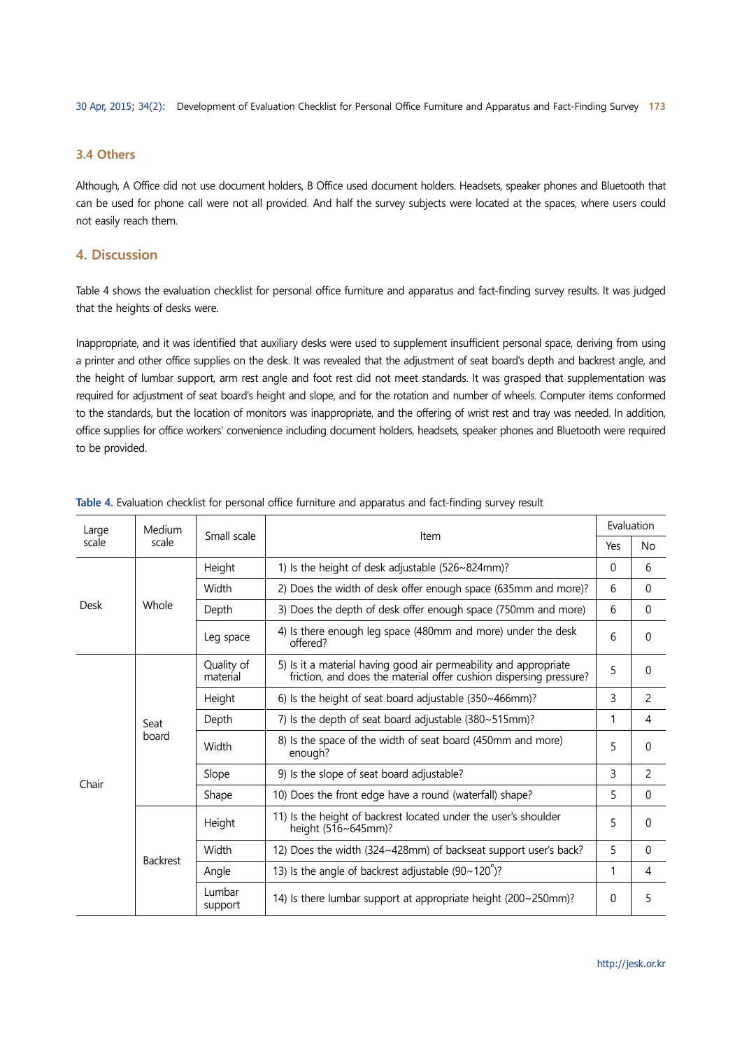### 3.4 Others

Although, A Office did not use document holders, B Office used document holders. Headsets, speaker phones and Bluetooth that can be used for phone call were not all provided. And half the survey subjects were located at the spaces, where users could not easily reach them.

## 4. Discussion

Table 4 shows the evaluation checklist for personal office furniture and apparatus and fact-finding survey results. It was judged that the heights of desks were.

Inappropriate, and it was identified that auxiliary desks were used to supplement insufficient personal space, deriving from using a printer and other office supplies on the desk. It was revealed that the adjustment of seat board's depth and backrest angle, and the height of lumbar support, arm rest angle and foot rest did not meet standards. It was grasped that supplementation was required for adjustment of seat board's height and slope, and for the rotation and number of wheels. Computer items conformed to the standards, but the location of monitors was inappropriate, and the offering of wrist rest and tray was needed. In addition, office supplies for office workers' convenience including document holders, headsets, speaker phones and Bluetooth were required to be provided.

**Table 4.** Evaluation checklist for personal office furniture and apparatus and fact-finding survey result

| Large scale | Medium scale | Small scale | Item | Evaluation | |
|---|---|---|---|---|---|
| | | | | Yes | No |
| Desk | Whole | Height | 1) Is the height of desk adjustable (526~824mm)? | 0 | 6 |
| | | Width | 2) Does the width of desk offer enough space (635mm and more)? | 6 | 0 |
| | | Depth | 3) Does the depth of desk offer enough space (750mm and more) | 6 | 0 |
| | | Leg space | 4) Is there enough leg space (480mm and more) under the desk offered? | 6 | 0 |
| Chair | Seat board | Quality of material | 5) Is it a material having good air permeability and appropriate friction, and does the material offer cushion dispersing pressure? | 5 | 0 |
| | | Height | 6) Is the height of seat board adjustable (350~466mm)? | 3 | 2 |
| | | Depth | 7) Is the depth of seat board adjustable (380~515mm)? | 1 | 4 |
| | | Width | 8) Is the space of the width of seat board (450mm and more) enough? | 5 | 0 |
| | | Slope | 9) Is the slope of seat board adjustable? | 3 | 2 |
| | | Shape | 10) Does the front edge have a round (waterfall) shape? | 5 | 0 |
| | Backrest | Height | 11) Is the height of backrest located under the user's shoulder height (516~645mm)? | 5 | 0 |
| | | Width | 12) Does the width (324~428mm) of backseat support user's back? | 5 | 0 |
| | | Angle | 13) Is the angle of backrest adjustable (90~120°)? | 1 | 4 |
| | | Lumbar support | 14) Is there lumbar support at appropriate height (200~250mm)? | 0 | 5 |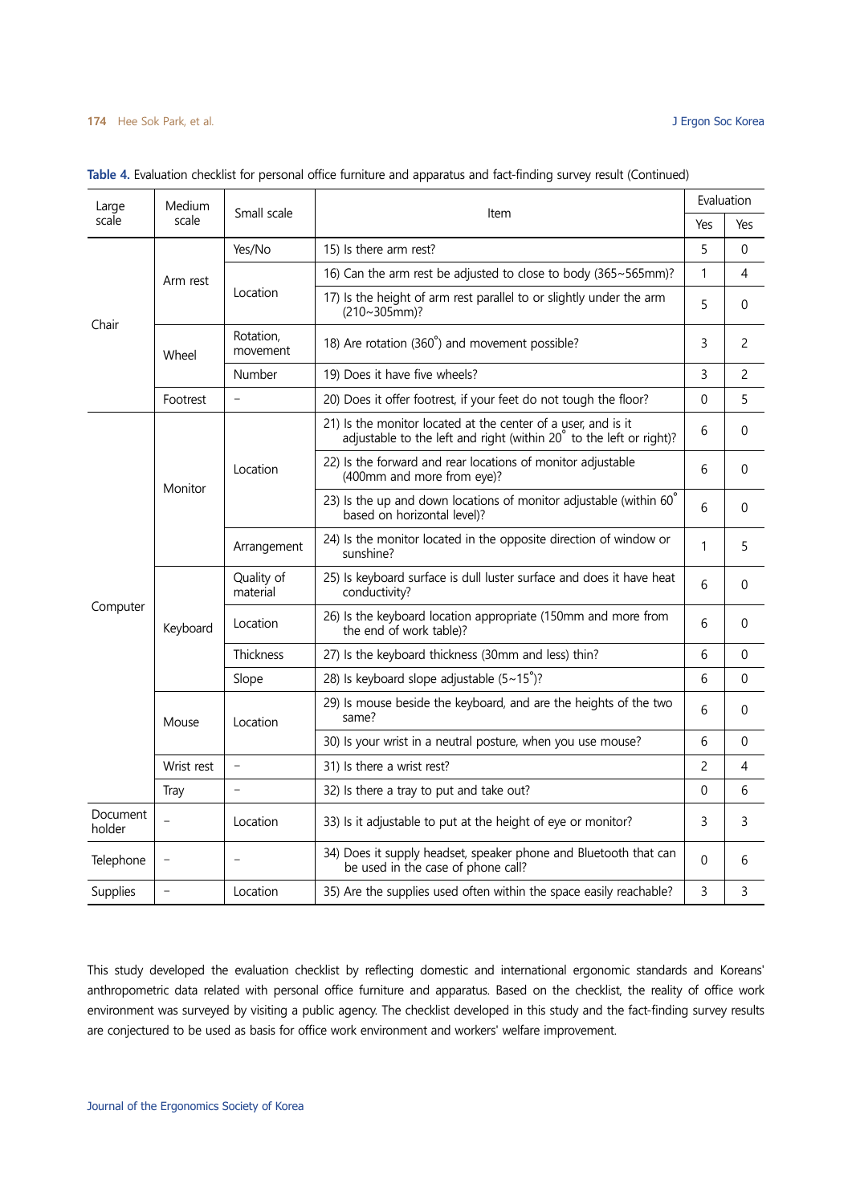Table 4. Evaluation checklist for personal office furniture and apparatus and fact-finding survey result (Continued)

| Large scale | Medium scale | Small scale | Item | Evaluation | |
|---|---|---|---|---|---|
| | | | | Yes | Yes |
| Chair | Arm rest | Yes/No | 15) Is there arm rest? | 5 | 0 |
| | | Location | 16) Can the arm rest be adjusted to close to body (365~565mm)? | 1 | 4 |
| | | | 17) Is the height of arm rest parallel to or slightly under the arm (210~305mm)? | 5 | 0 |
| | Wheel | Rotation, movement | 18) Are rotation (360°) and movement possible? | 3 | 2 |
| | | Number | 19) Does it have five wheels? | 3 | 2 |
| | Footrest | – | 20) Does it offer footrest, if your feet do not tough the floor? | 0 | 5 |
| Computer | Monitor | Location | 21) Is the monitor located at the center of a user, and is it adjustable to the left and right (within 20° to the left or right)? | 6 | 0 |
| | | | 22) Is the forward and rear locations of monitor adjustable (400mm and more from eye)? | 6 | 0 |
| | | | 23) Is the up and down locations of monitor adjustable (within 60° based on horizontal level)? | 6 | 0 |
| | | Arrangement | 24) Is the monitor located in the opposite direction of window or sunshine? | 1 | 5 |
| | Keyboard | Quality of material | 25) Is keyboard surface is dull luster surface and does it have heat conductivity? | 6 | 0 |
| | | Location | 26) Is the keyboard location appropriate (150mm and more from the end of work table)? | 6 | 0 |
| | | Thickness | 27) Is the keyboard thickness (30mm and less) thin? | 6 | 0 |
| | | Slope | 28) Is keyboard slope adjustable (5~15°)? | 6 | 0 |
| | Mouse | Location | 29) Is mouse beside the keyboard, and are the heights of the two same? | 6 | 0 |
| | | | 30) Is your wrist in a neutral posture, when you use mouse? | 6 | 0 |
| | Wrist rest | – | 31) Is there a wrist rest? | 2 | 4 |
| | Tray | – | 32) Is there a tray to put and take out? | 0 | 6 |
| Document holder | – | Location | 33) Is it adjustable to put at the height of eye or monitor? | 3 | 3 |
| Telephone | – | – | 34) Does it supply headset, speaker phone and Bluetooth that can be used in the case of phone call? | 0 | 6 |
| Supplies | – | Location | 35) Are the supplies used often within the space easily reachable? | 3 | 3 |

This study developed the evaluation checklist by reflecting domestic and international ergonomic standards and Koreans' anthropometric data related with personal office furniture and apparatus. Based on the checklist, the reality of office work environment was surveyed by visiting a public agency. The checklist developed in this study and the fact-finding survey results are conjectured to be used as basis for office work environment and workers' welfare improvement.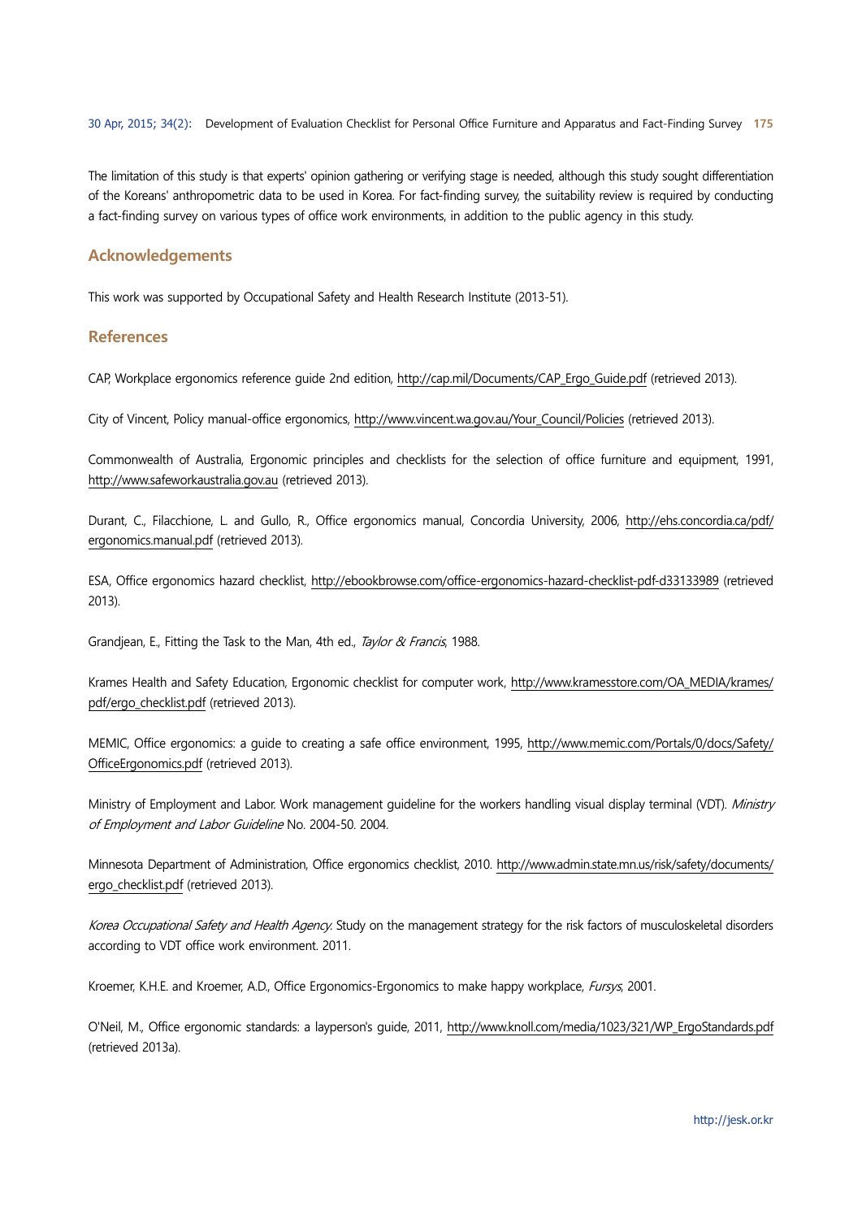The limitation of this study is that experts' opinion gathering or verifying stage is needed, although this study sought differentiation of the Koreans' anthropometric data to be used in Korea. For fact-finding survey, the suitability review is required by conducting a fact-finding survey on various types of office work environments, in addition to the public agency in this study.

## Acknowledgements

This work was supported by Occupational Safety and Health Research Institute (2013-51).

## References

CAP, Workplace ergonomics reference guide 2nd edition, http://cap.mil/Documents/CAP_Ergo_Guide.pdf (retrieved 2013).

City of Vincent, Policy manual-office ergonomics, http://www.vincent.wa.gov.au/Your_Council/Policies (retrieved 2013).

Commonwealth of Australia, Ergonomic principles and checklists for the selection of office furniture and equipment, 1991, http://www.safeworkaustralia.gov.au (retrieved 2013).

Durant, C., Filacchione, L. and Gullo, R., Office ergonomics manual, Concordia University, 2006, http://ehs.concordia.ca/pdf/ergonomics.manual.pdf (retrieved 2013).

ESA, Office ergonomics hazard checklist, http://ebookbrowse.com/office-ergonomics-hazard-checklist-pdf-d33133989 (retrieved 2013).

Grandjean, E., Fitting the Task to the Man, 4th ed., *Taylor & Francis*, 1988.

Krames Health and Safety Education, Ergonomic checklist for computer work, http://www.kramesstore.com/OA_MEDIA/krames/pdf/ergo_checklist.pdf (retrieved 2013).

MEMIC, Office ergonomics: a guide to creating a safe office environment, 1995, http://www.memic.com/Portals/0/docs/Safety/OfficeErgonomics.pdf (retrieved 2013).

Ministry of Employment and Labor. Work management guideline for the workers handling visual display terminal (VDT). *Ministry of Employment and Labor Guideline* No. 2004-50. 2004.

Minnesota Department of Administration, Office ergonomics checklist, 2010. http://www.admin.state.mn.us/risk/safety/documents/ergo_checklist.pdf (retrieved 2013).

*Korea Occupational Safety and Health Agency*. Study on the management strategy for the risk factors of musculoskeletal disorders according to VDT office work environment. 2011.

Kroemer, K.H.E. and Kroemer, A.D., Office Ergonomics-Ergonomics to make happy workplace, *Fursys*, 2001.

O'Neil, M., Office ergonomic standards: a layperson's guide, 2011, http://www.knoll.com/media/1023/321/WP_ErgoStandards.pdf (retrieved 2013a).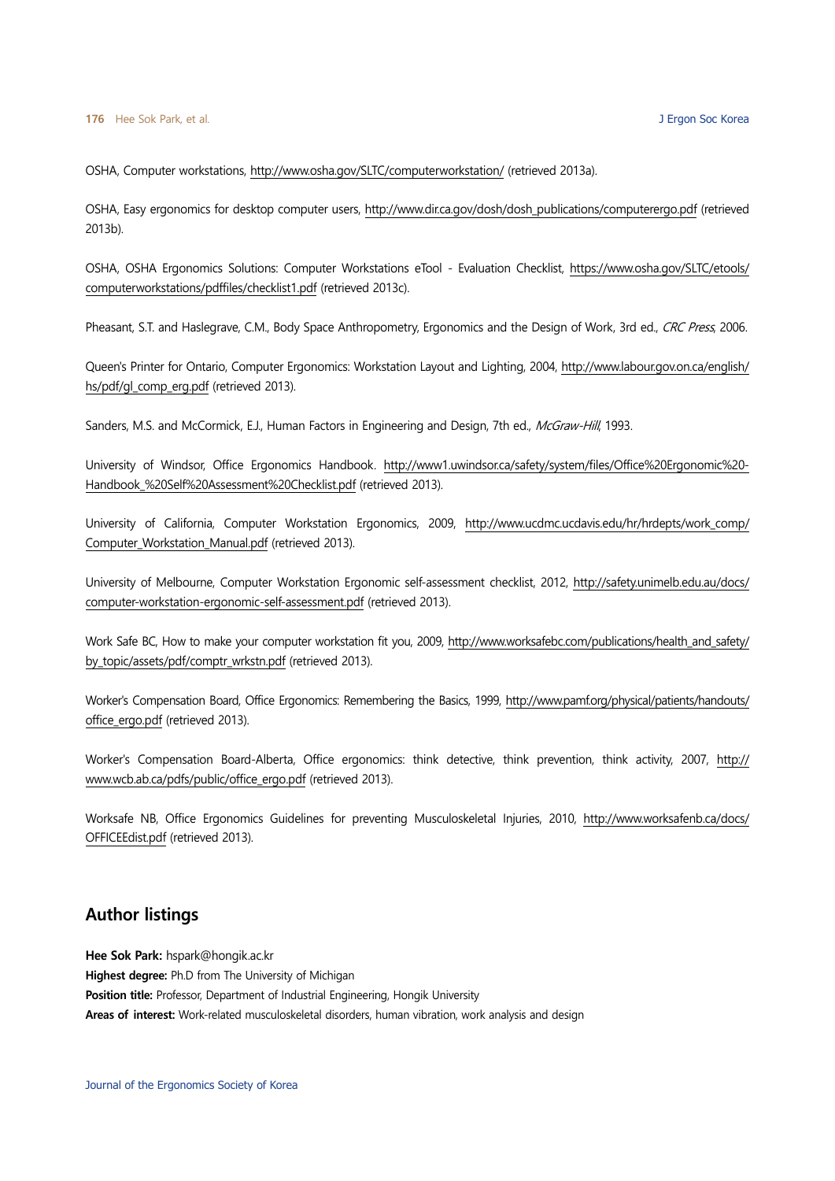OSHA, Computer workstations, http://www.osha.gov/SLTC/computerworkstation/ (retrieved 2013a).

OSHA, Easy ergonomics for desktop computer users, http://www.dir.ca.gov/dosh/dosh_publications/computerergo.pdf (retrieved 2013b).

OSHA, OSHA Ergonomics Solutions: Computer Workstations eTool - Evaluation Checklist, https://www.osha.gov/SLTC/etools/computerworkstations/pdffiles/checklist1.pdf (retrieved 2013c).

Pheasant, S.T. and Haslegrave, C.M., Body Space Anthropometry, Ergonomics and the Design of Work, 3rd ed., *CRC Press*, 2006.

Queen's Printer for Ontario, Computer Ergonomics: Workstation Layout and Lighting, 2004, http://www.labour.gov.on.ca/english/hs/pdf/gl_comp_erg.pdf (retrieved 2013).

Sanders, M.S. and McCormick, E.J., Human Factors in Engineering and Design, 7th ed., *McGraw-Hill*, 1993.

University of Windsor, Office Ergonomics Handbook. http://www1.uwindsor.ca/safety/system/files/Office%20Ergonomic%20-Handbook_%20Self%20Assessment%20Checklist.pdf (retrieved 2013).

University of California, Computer Workstation Ergonomics, 2009, http://www.ucdmc.ucdavis.edu/hr/hrdepts/work_comp/Computer_Workstation_Manual.pdf (retrieved 2013).

University of Melbourne, Computer Workstation Ergonomic self-assessment checklist, 2012, http://safety.unimelb.edu.au/docs/computer-workstation-ergonomic-self-assessment.pdf (retrieved 2013).

Work Safe BC, How to make your computer workstation fit you, 2009, http://www.worksafebc.com/publications/health_and_safety/by_topic/assets/pdf/comptr_wrkstn.pdf (retrieved 2013).

Worker's Compensation Board, Office Ergonomics: Remembering the Basics, 1999, http://www.pamf.org/physical/patients/handouts/office_ergo.pdf (retrieved 2013).

Worker's Compensation Board-Alberta, Office ergonomics: think detective, think prevention, think activity, 2007, http://www.wcb.ab.ca/pdfs/public/office_ergo.pdf (retrieved 2013).

Worksafe NB, Office Ergonomics Guidelines for preventing Musculoskeletal Injuries, 2010, http://www.worksafenb.ca/docs/OFFICEEdist.pdf (retrieved 2013).

## Author listings

**Hee Sok Park:** hspark@hongik.ac.kr
**Highest degree:** Ph.D from The University of Michigan
**Position title:** Professor, Department of Industrial Engineering, Hongik University
**Areas of interest:** Work-related musculoskeletal disorders, human vibration, work analysis and design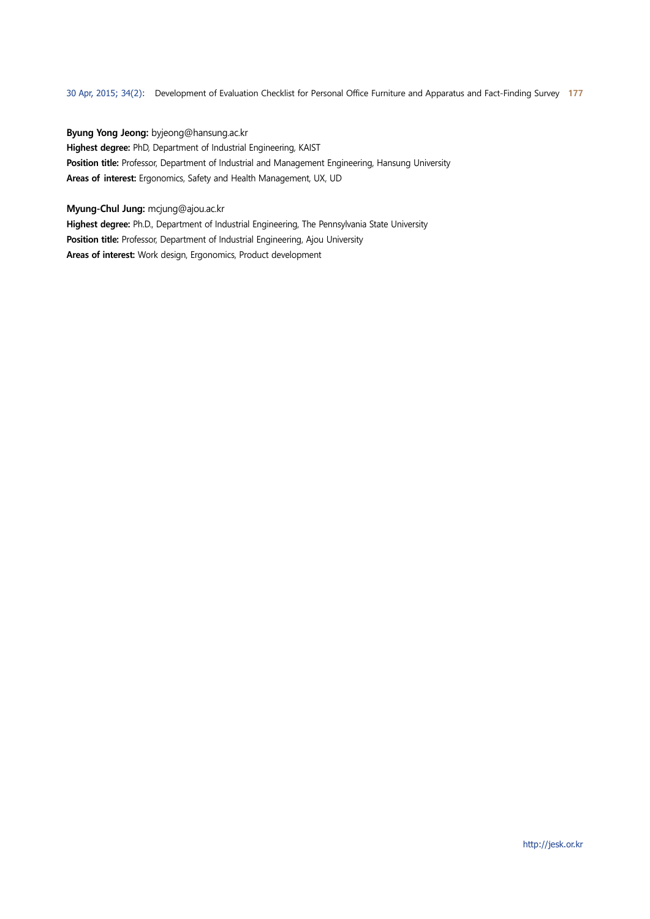**Byung Yong Jeong:** byjeong@hansung.ac.kr
**Highest degree:** PhD, Department of Industrial Engineering, KAIST
**Position title:** Professor, Department of Industrial and Management Engineering, Hansung University
**Areas of interest:** Ergonomics, Safety and Health Management, UX, UD

**Myung-Chul Jung:** mcjung@ajou.ac.kr
**Highest degree:** Ph.D., Department of Industrial Engineering, The Pennsylvania State University
**Position title:** Professor, Department of Industrial Engineering, Ajou University
**Areas of interest:** Work design, Ergonomics, Product development